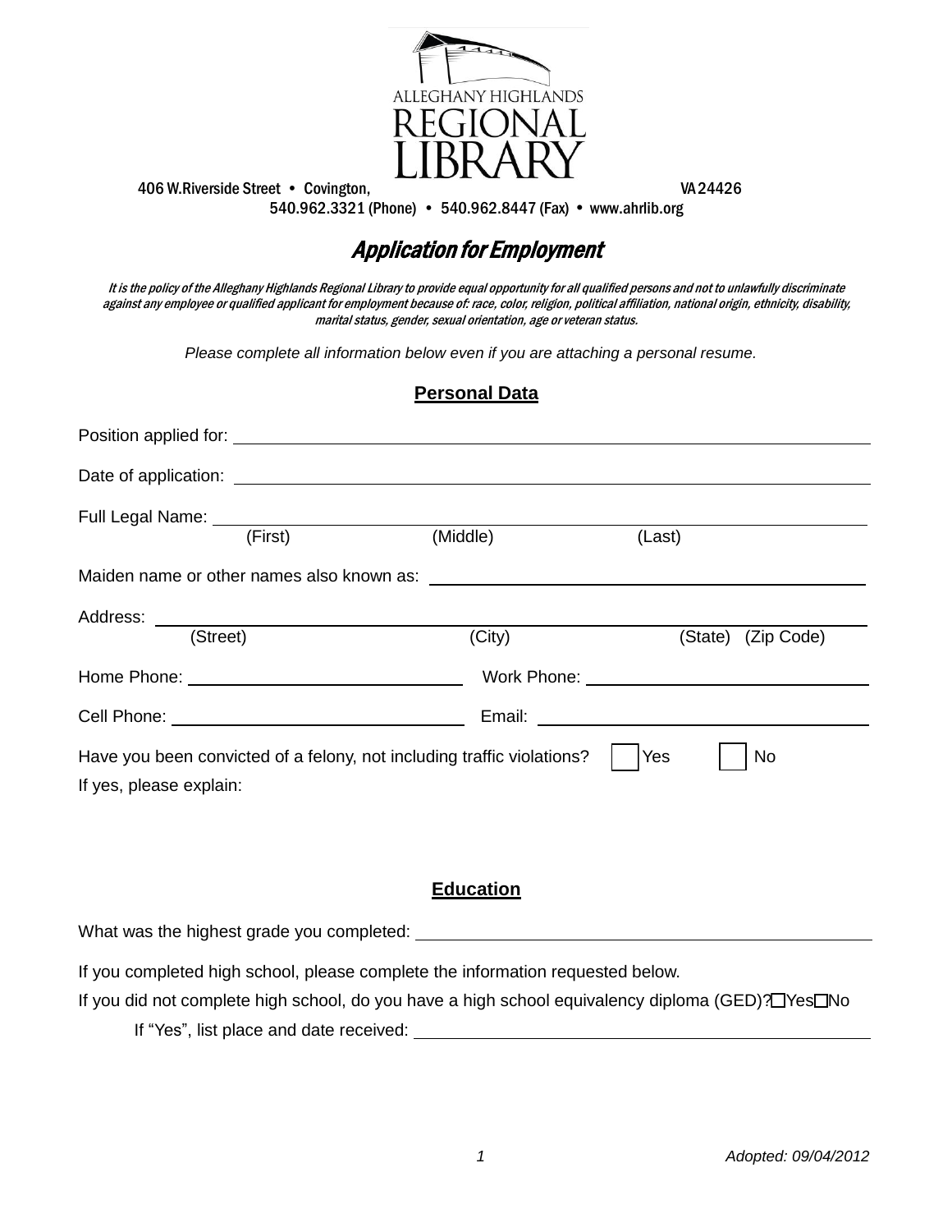ALLEGHANY HIGHLANDS REGIONAL LIBRARY

406 W.Riverside Street • Covington, VA 24426
540.962.3321 (Phone) • 540.962.8447 (Fax) • www.ahrlib.org

# *Application for Employment*

*It is the policy of the Alleghany Highlands Regional Library to provide equal opportunity for all qualified persons and not to unlawfully discriminate against any employee or qualified applicant for employment because of: race, color, religion, political affiliation, national origin, ethnicity, disability, marital status, gender, sexual orientation, age or veteran status.*

*Please complete all information below even if you are attaching a personal resume.*

## **Personal Data**

Position applied for: ______________________________

Date of application: ______________________________

Full Legal Name: ______________________________
(First) (Middle) (Last)

Maiden name or other names also known as: ______________________________

Address: ______________________________
(Street) (City) (State) (Zip Code)

Home Phone: ______________________________ Work Phone: ______________________________

Cell Phone: ______________________________ Email: ______________________________

Have you been convicted of a felony, not including traffic violations? ☐ Yes ☐ No

If yes, please explain:

## **Education**

What was the highest grade you completed: ______________________________

If you completed high school, please complete the information requested below.

If you did not complete high school, do you have a high school equivalency diploma (GED)? ☐ Yes ☐ No

If "Yes", list place and date received: ______________________________

*Adopted: 09/04/2012*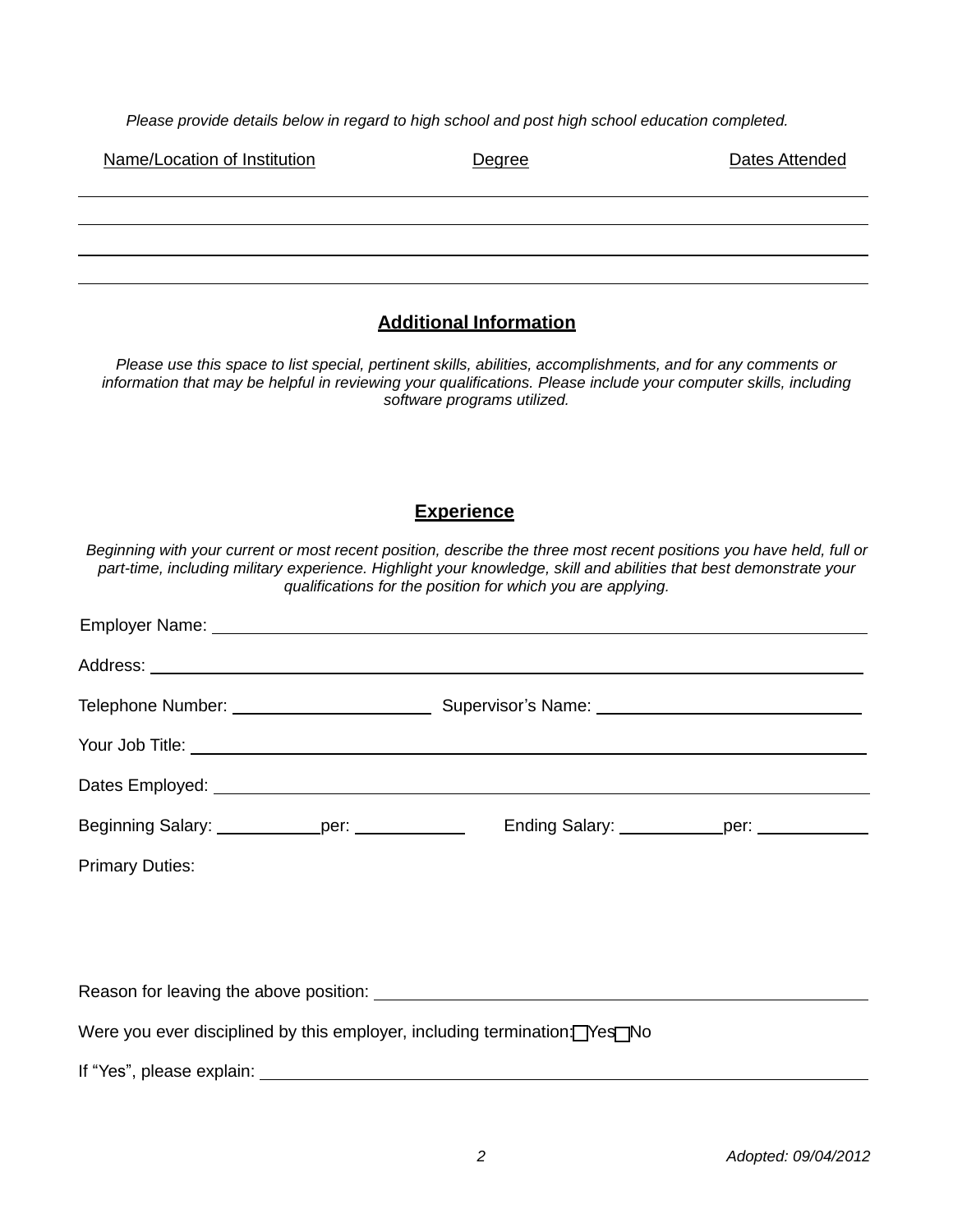*Please provide details below in regard to high school and post high school education completed.*

| Name/Location of Institution | Degree | Dates Attended |
|---|---|---|
| | | |
| | | |
| | | |
| | | |

## Additional Information

*Please use this space to list special, pertinent skills, abilities, accomplishments, and for any comments or information that may be helpful in reviewing your qualifications. Please include your computer skills, including software programs utilized.*

## Experience

*Beginning with your current or most recent position, describe the three most recent positions you have held, full or part-time, including military experience. Highlight your knowledge, skill and abilities that best demonstrate your qualifications for the position for which you are applying.*

Employer Name: ______________________________

Address: ______________________________

Telephone Number: ____________________ Supervisor's Name: ____________________

Your Job Title: ______________________________

Dates Employed: ______________________________

Beginning Salary: __________ per: __________ Ending Salary: __________ per: __________

Primary Duties:

Reason for leaving the above position: ______________________________

Were you ever disciplined by this employer, including termination: ☐ Yes ☐ No

If "Yes", please explain: ______________________________

*Adopted: 09/04/2012*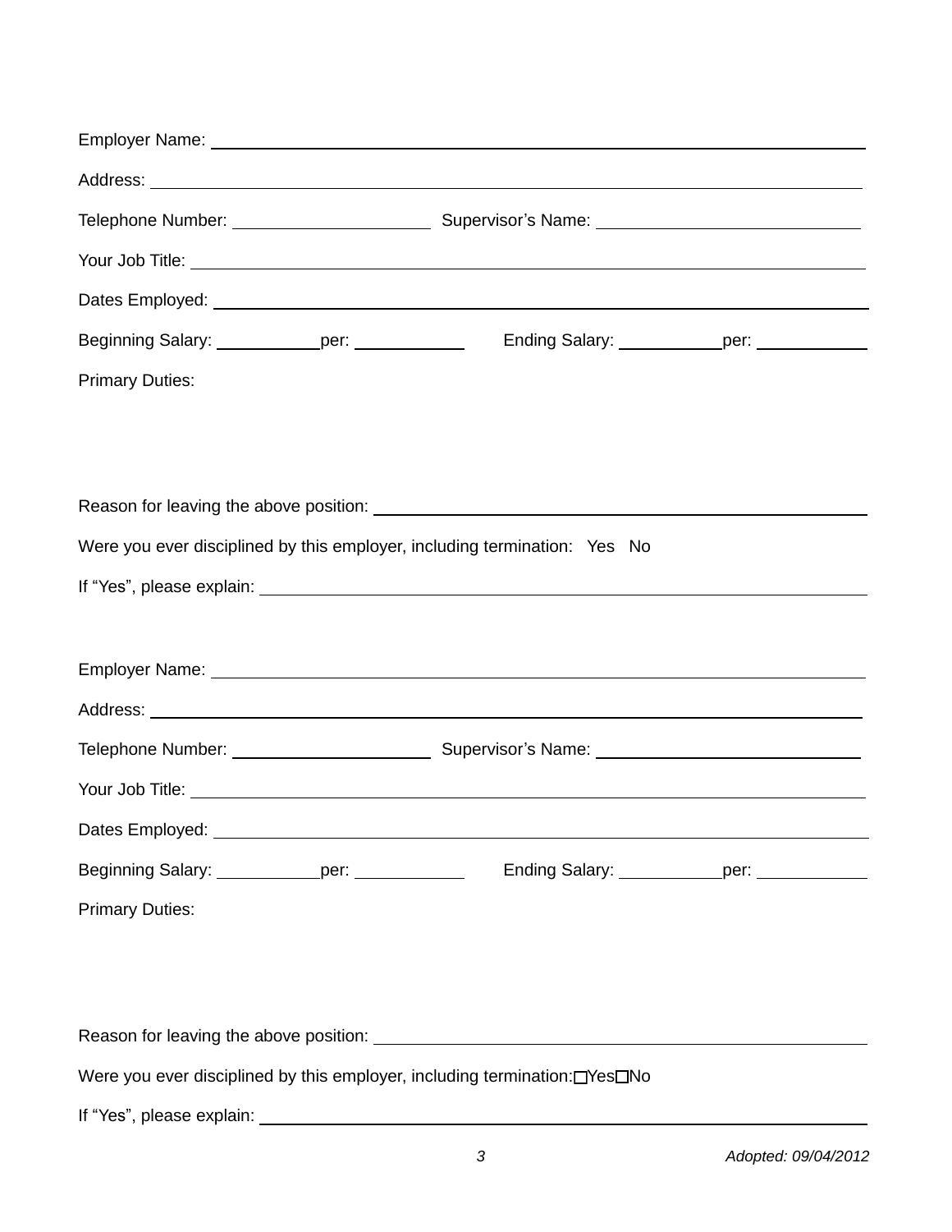Employer Name: ______________________________________________

Address: ______________________________________________

Telephone Number: ____________________ Supervisor's Name: ____________________

Your Job Title: ______________________________________________

Dates Employed: ______________________________________________

Beginning Salary: __________ per: __________ Ending Salary: __________ per: __________

Primary Duties:

Reason for leaving the above position: ______________________________________________

Were you ever disciplined by this employer, including termination: Yes No

If "Yes", please explain: ______________________________________________

Employer Name: ______________________________________________

Address: ______________________________________________

Telephone Number: ____________________ Supervisor's Name: ____________________

Your Job Title: ______________________________________________

Dates Employed: ______________________________________________

Beginning Salary: __________ per: __________ Ending Salary: __________ per: __________

Primary Duties:

Reason for leaving the above position: ______________________________________________

Were you ever disciplined by this employer, including termination: ☐Yes ☐No

If "Yes", please explain: ______________________________________________

*Adopted: 09/04/2012*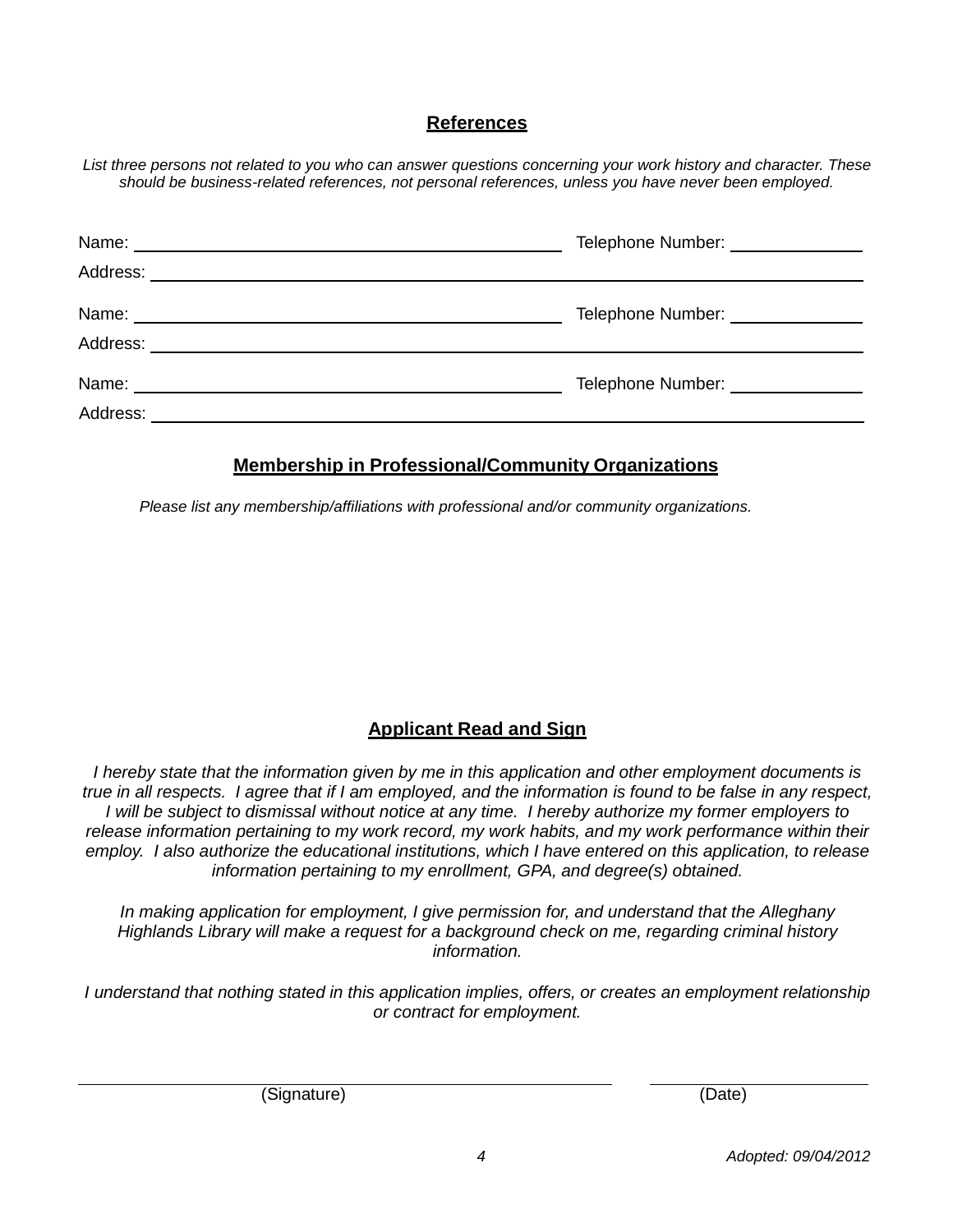## References

*List three persons not related to you who can answer questions concerning your work history and character. These should be business-related references, not personal references, unless you have never been employed.*

Name: ______________________________ Telephone Number: ______________

Address: ______________________________________________________________

Name: ______________________________ Telephone Number: ______________

Address: ______________________________________________________________

Name: ______________________________ Telephone Number: ______________

Address: ______________________________________________________________

## Membership in Professional/Community Organizations

*Please list any membership/affiliations with professional and/or community organizations.*

## Applicant Read and Sign

*I hereby state that the information given by me in this application and other employment documents is true in all respects. I agree that if I am employed, and the information is found to be false in any respect, I will be subject to dismissal without notice at any time. I hereby authorize my former employers to release information pertaining to my work record, my work habits, and my work performance within their employ. I also authorize the educational institutions, which I have entered on this application, to release information pertaining to my enrollment, GPA, and degree(s) obtained.*

*In making application for employment, I give permission for, and understand that the Alleghany Highlands Library will make a request for a background check on me, regarding criminal history information.*

*I understand that nothing stated in this application implies, offers, or creates an employment relationship or contract for employment.*

______________________________________ (Signature)

______________________ (Date)

*Adopted: 09/04/2012*